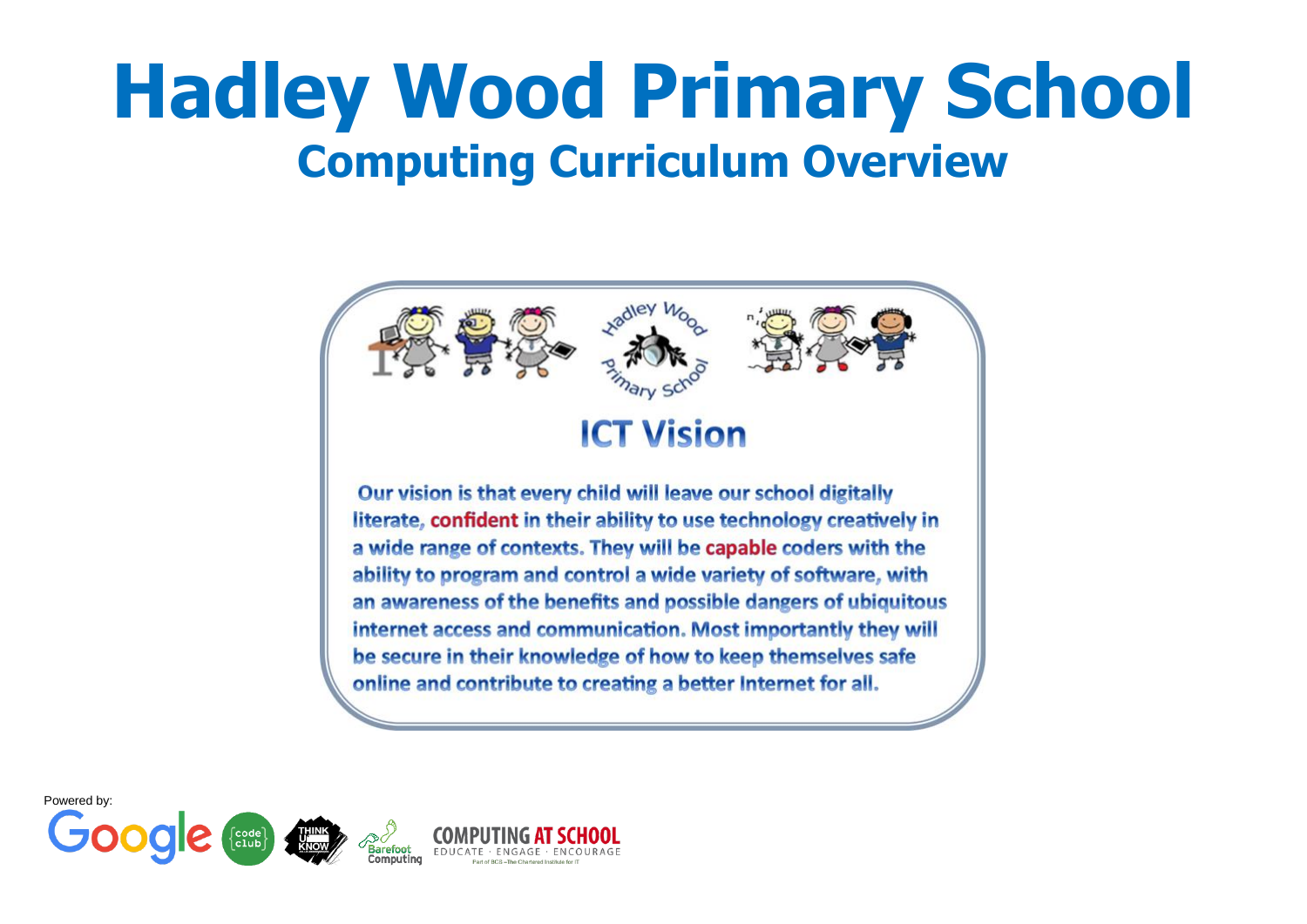# Hadley Wood Primary School

## Computing Curriculum Overview

Hadley Wood Primary School

### ICT Vision

Our vision is that every child will leave our school digitally literate, confident in their ability to use technology creatively in a wide range of contexts. They will be capable coders with the ability to program and control a wide variety of software, with an awareness of the benefits and possible dangers of ubiquitous internet access and communication. Most importantly they will be secure in their knowledge of how to keep themselves safe online and contribute to creating a better Internet for all.

Powered by:

Google {code club} THINK U KNOW Barefoot Computing COMPUTING AT SCHOOL EDUCATE · ENGAGE · ENCOURAGE Part of BCS – The Chartered Institute for IT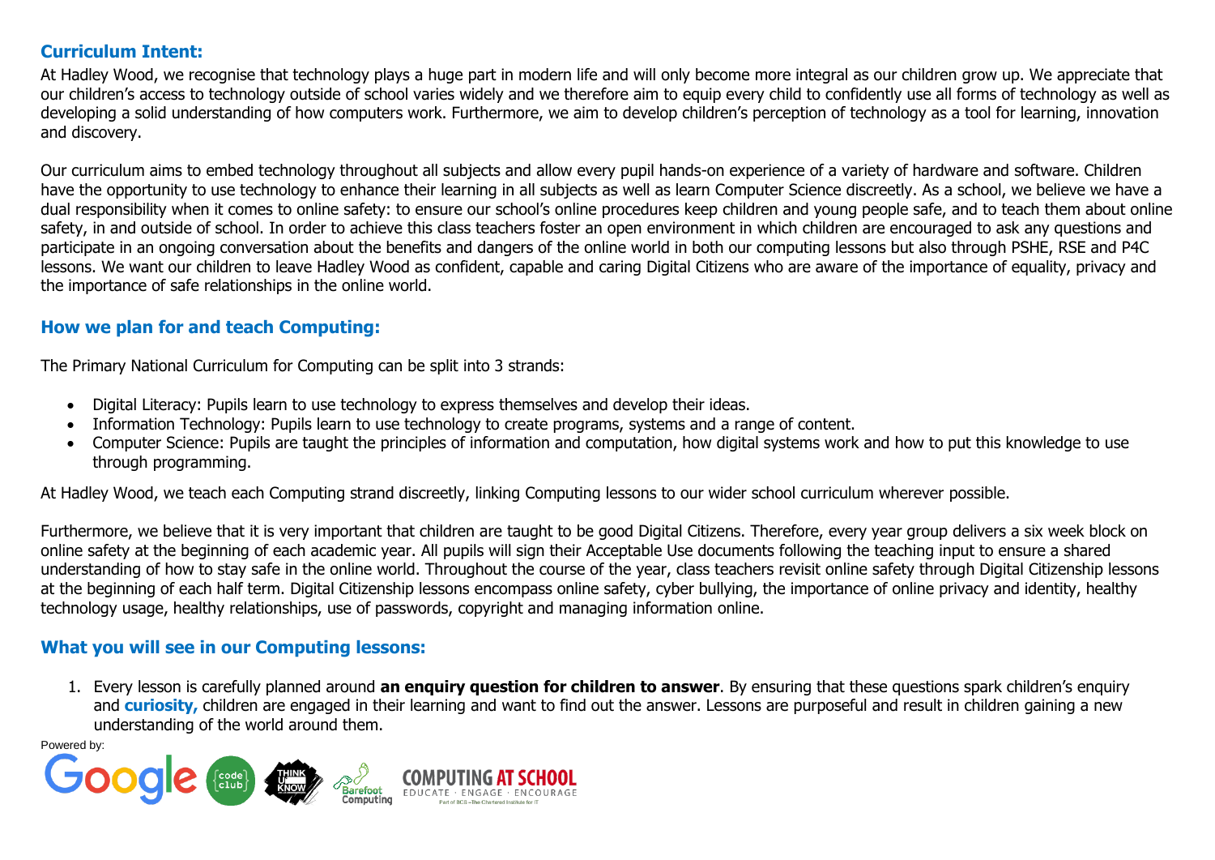## Curriculum Intent:

At Hadley Wood, we recognise that technology plays a huge part in modern life and will only become more integral as our children grow up. We appreciate that our children's access to technology outside of school varies widely and we therefore aim to equip every child to confidently use all forms of technology as well as developing a solid understanding of how computers work. Furthermore, we aim to develop children's perception of technology as a tool for learning, innovation and discovery.

Our curriculum aims to embed technology throughout all subjects and allow every pupil hands-on experience of a variety of hardware and software. Children have the opportunity to use technology to enhance their learning in all subjects as well as learn Computer Science discreetly. As a school, we believe we have a dual responsibility when it comes to online safety: to ensure our school's online procedures keep children and young people safe, and to teach them about online safety, in and outside of school. In order to achieve this class teachers foster an open environment in which children are encouraged to ask any questions and participate in an ongoing conversation about the benefits and dangers of the online world in both our computing lessons but also through PSHE, RSE and P4C lessons. We want our children to leave Hadley Wood as confident, capable and caring Digital Citizens who are aware of the importance of equality, privacy and the importance of safe relationships in the online world.

## How we plan for and teach Computing:

The Primary National Curriculum for Computing can be split into 3 strands:

- Digital Literacy: Pupils learn to use technology to express themselves and develop their ideas.
- Information Technology: Pupils learn to use technology to create programs, systems and a range of content.
- Computer Science: Pupils are taught the principles of information and computation, how digital systems work and how to put this knowledge to use through programming.

At Hadley Wood, we teach each Computing strand discreetly, linking Computing lessons to our wider school curriculum wherever possible.

Furthermore, we believe that it is very important that children are taught to be good Digital Citizens. Therefore, every year group delivers a six week block on online safety at the beginning of each academic year. All pupils will sign their Acceptable Use documents following the teaching input to ensure a shared understanding of how to stay safe in the online world. Throughout the course of the year, class teachers revisit online safety through Digital Citizenship lessons at the beginning of each half term. Digital Citizenship lessons encompass online safety, cyber bullying, the importance of online privacy and identity, healthy technology usage, healthy relationships, use of passwords, copyright and managing information online.

## What you will see in our Computing lessons:

1. Every lesson is carefully planned around **an enquiry question for children to answer**. By ensuring that these questions spark children's enquiry and **curiosity,** children are engaged in their learning and want to find out the answer. Lessons are purposeful and result in children gaining a new understanding of the world around them.

Powered by: Google, code club, Think U Know, Barefoot Computing, Computing at School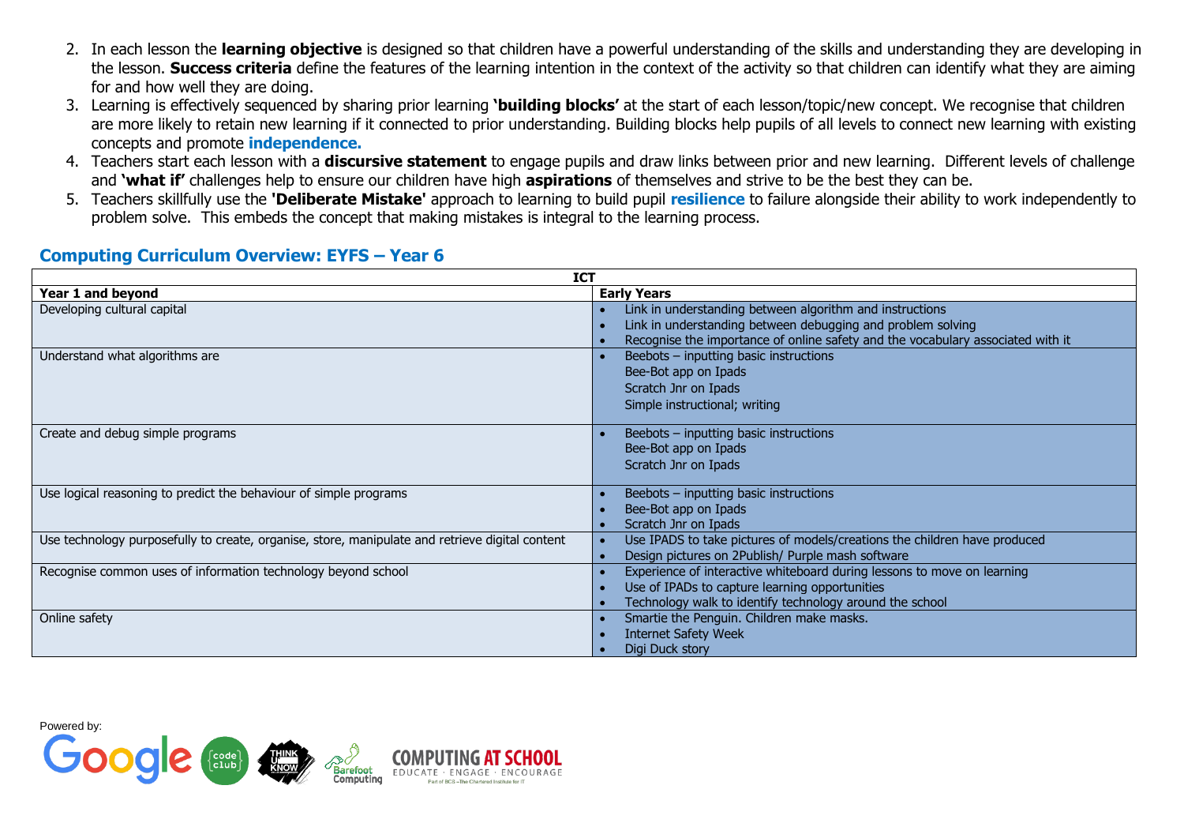2. In each lesson the **learning objective** is designed so that children have a powerful understanding of the skills and understanding they are developing in the lesson. **Success criteria** define the features of the learning intention in the context of the activity so that children can identify what they are aiming for and how well they are doing.
3. Learning is effectively sequenced by sharing prior learning **'building blocks'** at the start of each lesson/topic/new concept. We recognise that children are more likely to retain new learning if it connected to prior understanding. Building blocks help pupils of all levels to connect new learning with existing concepts and promote **independence.**
4. Teachers start each lesson with a **discursive statement** to engage pupils and draw links between prior and new learning. Different levels of challenge and **'what if'** challenges help to ensure our children have high **aspirations** of themselves and strive to be the best they can be.
5. Teachers skillfully use the **'Deliberate Mistake'** approach to learning to build pupil **resilience** to failure alongside their ability to work independently to problem solve. This embeds the concept that making mistakes is integral to the learning process.

## Computing Curriculum Overview: EYFS – Year 6

| ICT | |
|---|---|
| **Year 1 and beyond** | **Early Years** |
| Developing cultural capital | • Link in understanding between algorithm and instructions<br>• Link in understanding between debugging and problem solving<br>• Recognise the importance of online safety and the vocabulary associated with it |
| Understand what algorithms are | • Beebots – inputting basic instructions<br>Bee-Bot app on Ipads<br>Scratch Jnr on Ipads<br>Simple instructional; writing |
| Create and debug simple programs | • Beebots – inputting basic instructions<br>Bee-Bot app on Ipads<br>Scratch Jnr on Ipads |
| Use logical reasoning to predict the behaviour of simple programs | • Beebots – inputting basic instructions<br>• Bee-Bot app on Ipads<br>• Scratch Jnr on Ipads |
| Use technology purposefully to create, organise, store, manipulate and retrieve digital content | • Use IPADS to take pictures of models/creations the children have produced<br>• Design pictures on 2Publish/ Purple mash software |
| Recognise common uses of information technology beyond school | • Experience of interactive whiteboard during lessons to move on learning<br>• Use of IPADs to capture learning opportunities<br>• Technology walk to identify technology around the school |
| Online safety | • Smartie the Penguin. Children make masks.<br>• Internet Safety Week<br>• Digi Duck story |

Powered by: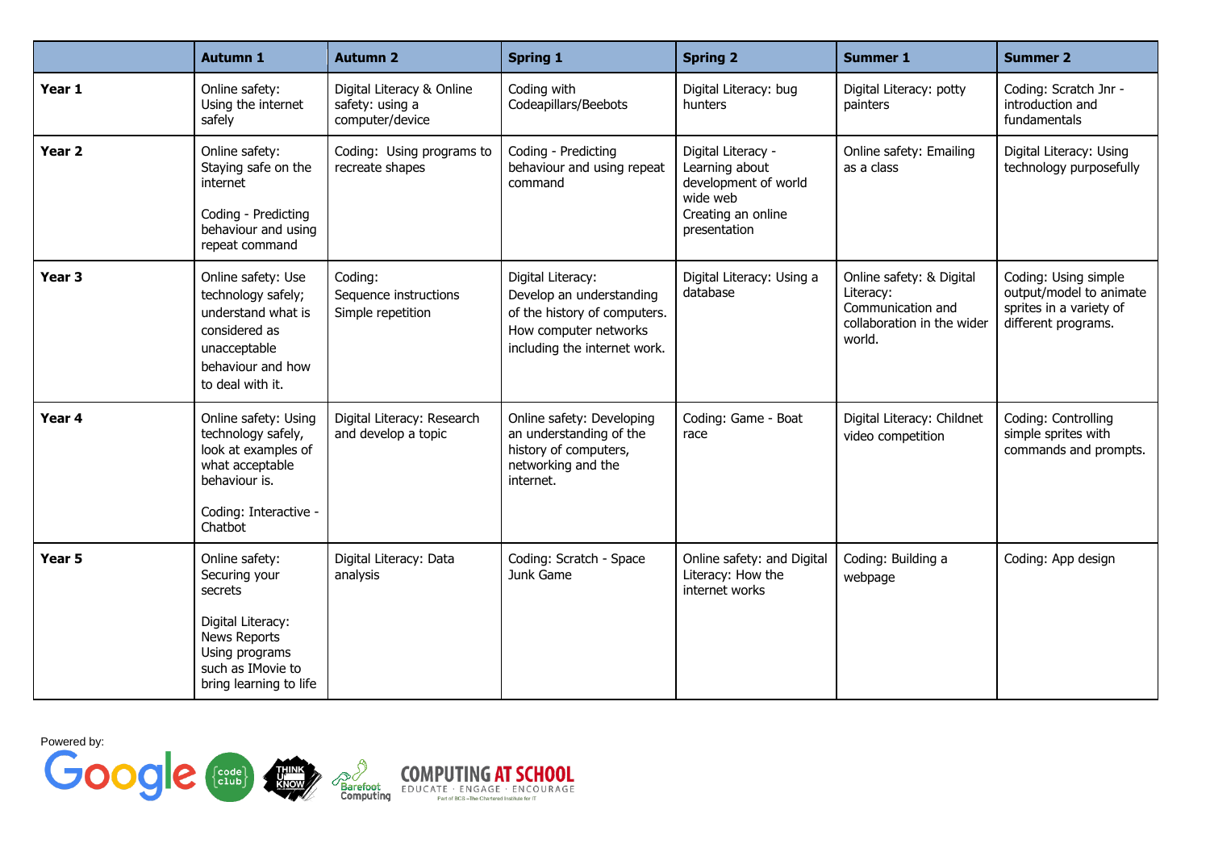| | Autumn 1 | Autumn 2 | Spring 1 | Spring 2 | Summer 1 | Summer 2 |
|---|---|---|---|---|---|---|
| **Year 1** | Online safety: Using the internet safely | Digital Literacy & Online safety: using a computer/device | Coding with Codeapillars/Beebots | Digital Literacy: bug hunters | Digital Literacy: potty painters | Coding: Scratch Jnr - introduction and fundamentals |
| **Year 2** | Online safety: Staying safe on the internet<br><br>Coding - Predicting behaviour and using repeat command | Coding: Using programs to recreate shapes | Coding - Predicting behaviour and using repeat command | Digital Literacy - Learning about development of world wide web<br>Creating an online presentation | Online safety: Emailing as a class | Digital Literacy: Using technology purposefully |
| **Year 3** | Online safety: Use technology safely; understand what is considered as unacceptable behaviour and how to deal with it. | Coding:<br>Sequence instructions<br>Simple repetition | Digital Literacy:<br>Develop an understanding of the history of computers.<br>How computer networks including the internet work. | Digital Literacy: Using a database | Online safety: & Digital Literacy:<br>Communication and collaboration in the wider world. | Coding: Using simple output/model to animate sprites in a variety of different programs. |
| **Year 4** | Online safety: Using technology safely, look at examples of what acceptable behaviour is.<br><br>Coding: Interactive - Chatbot | Digital Literacy: Research and develop a topic | Online safety: Developing an understanding of the history of computers, networking and the internet. | Coding: Game - Boat race | Digital Literacy: Childnet video competition | Coding: Controlling simple sprites with commands and prompts. |
| **Year 5** | Online safety: Securing your secrets<br><br>Digital Literacy: News Reports Using programs such as IMovie to bring learning to life | Digital Literacy: Data analysis | Coding: Scratch - Space Junk Game | Online safety: and Digital Literacy: How the internet works | Coding: Building a webpage | Coding: App design |

Powered by: Google, code club, Think U Know, Barefoot Computing, Computing at School (Educate · Engage · Encourage — Part of BCS – The Chartered Institute for IT)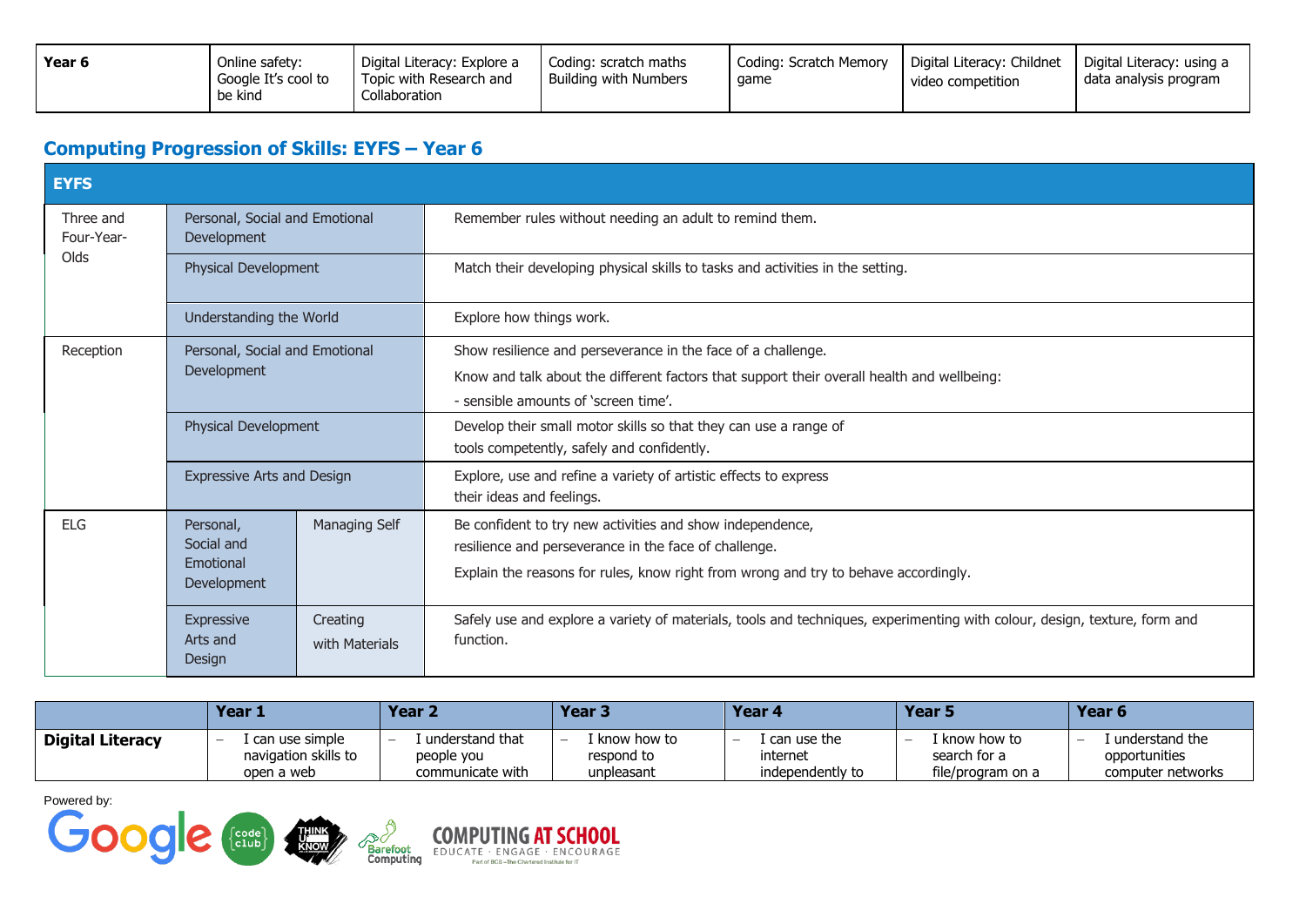| Year 6 | Online safety: Google It's cool to be kind | Digital Literacy: Explore a Topic with Research and Collaboration | Coding: scratch maths Building with Numbers | Coding: Scratch Memory game | Digital Literacy: Childnet video competition | Digital Literacy: using a data analysis program |
|---|---|---|---|---|---|---|

## Computing Progression of Skills: EYFS – Year 6

| EYFS | | | |
|---|---|---|---|
| Three and Four-Year-Olds | Personal, Social and Emotional Development | | Remember rules without needing an adult to remind them. |
| | Physical Development | | Match their developing physical skills to tasks and activities in the setting. |
| | Understanding the World | | Explore how things work. |
| Reception | Personal, Social and Emotional Development | | Show resilience and perseverance in the face of a challenge. Know and talk about the different factors that support their overall health and wellbeing: - sensible amounts of 'screen time'. |
| | Physical Development | | Develop their small motor skills so that they can use a range of tools competently, safely and confidently. |
| | Expressive Arts and Design | | Explore, use and refine a variety of artistic effects to express their ideas and feelings. |
| ELG | Personal, Social and Emotional Development | Managing Self | Be confident to try new activities and show independence, resilience and perseverance in the face of challenge. Explain the reasons for rules, know right from wrong and try to behave accordingly. |
| | Expressive Arts and Design | Creating with Materials | Safely use and explore a variety of materials, tools and techniques, experimenting with colour, design, texture, form and function. |

| | Year 1 | Year 2 | Year 3 | Year 4 | Year 5 | Year 6 |
|---|---|---|---|---|---|---|
| **Digital Literacy** | – I can use simple navigation skills to open a web | – I understand that people you communicate with | – I know how to respond to unpleasant | – I can use the internet independently to | – I know how to search for a file/program on a | – I understand the opportunities computer networks |

Powered by: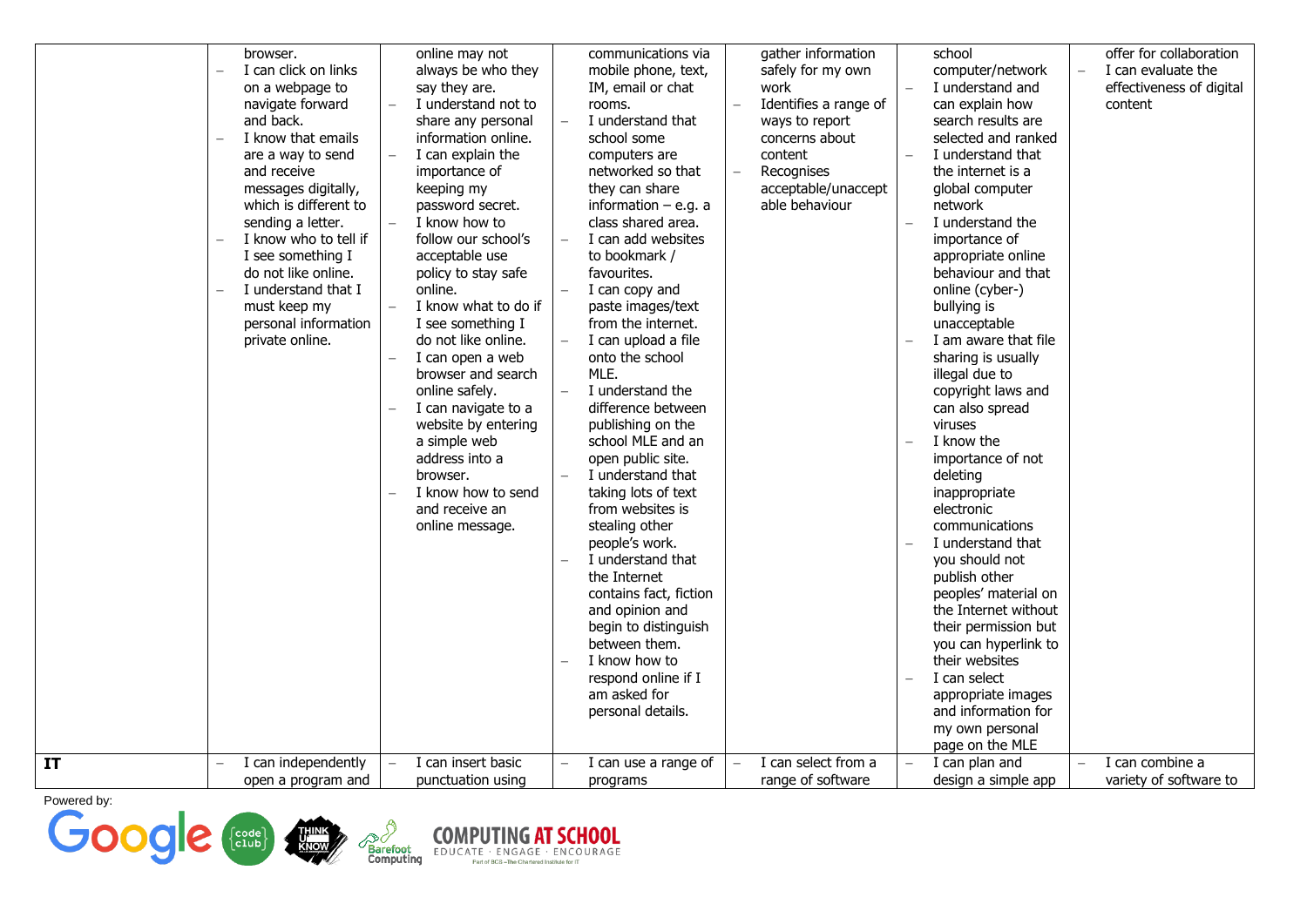| | | | | | | |
|---|---|---|---|---|---|---|
| | browser.<br>– I can click on links on a webpage to navigate forward and back.<br>– I know that emails are a way to send and receive messages digitally, which is different to sending a letter.<br>– I know who to tell if I see something I do not like online.<br>– I understand that I must keep my personal information private online. | online may not always be who they say they are.<br>– I understand not to share any personal information online.<br>– I can explain the importance of keeping my password secret.<br>– I know how to follow our school's acceptable use policy to stay safe online.<br>– I know what to do if I see something I do not like online.<br>– I can open a web browser and search online safely.<br>– I can navigate to a website by entering a simple web address into a browser.<br>– I know how to send and receive an online message. | communications via mobile phone, text, IM, email or chat rooms.<br>– I understand that school some computers are networked so that they can share information – e.g. a class shared area.<br>– I can add websites to bookmark / favourites.<br>– I can copy and paste images/text from the internet.<br>– I can upload a file onto the school MLE.<br>– I understand the difference between publishing on the school MLE and an open public site.<br>– I understand that taking lots of text from websites is stealing other people's work.<br>– I understand that the Internet contains fact, fiction and opinion and begin to distinguish between them.<br>– I know how to respond online if I am asked for personal details. | gather information safely for my own work<br>– Identifies a range of ways to report concerns about content<br>– Recognises acceptable/unacceptable behaviour | school computer/network<br>– I understand and can explain how search results are selected and ranked<br>– I understand that the internet is a global computer network<br>– I understand the importance of appropriate online behaviour and that online (cyber-) bullying is unacceptable<br>– I am aware that file sharing is usually illegal due to copyright laws and can also spread viruses<br>– I know the importance of not deleting inappropriate electronic communications<br>– I understand that you should not publish other peoples' material on the Internet without their permission but you can hyperlink to their websites<br>– I can select appropriate images and information for my own personal page on the MLE | offer for collaboration<br>– I can evaluate the effectiveness of digital content |
| **IT** | – I can independently open a program and | – I can insert basic punctuation using | – I can use a range of programs | – I can select from a range of software | – I can plan and design a simple app | – I can combine a variety of software to |

Powered by: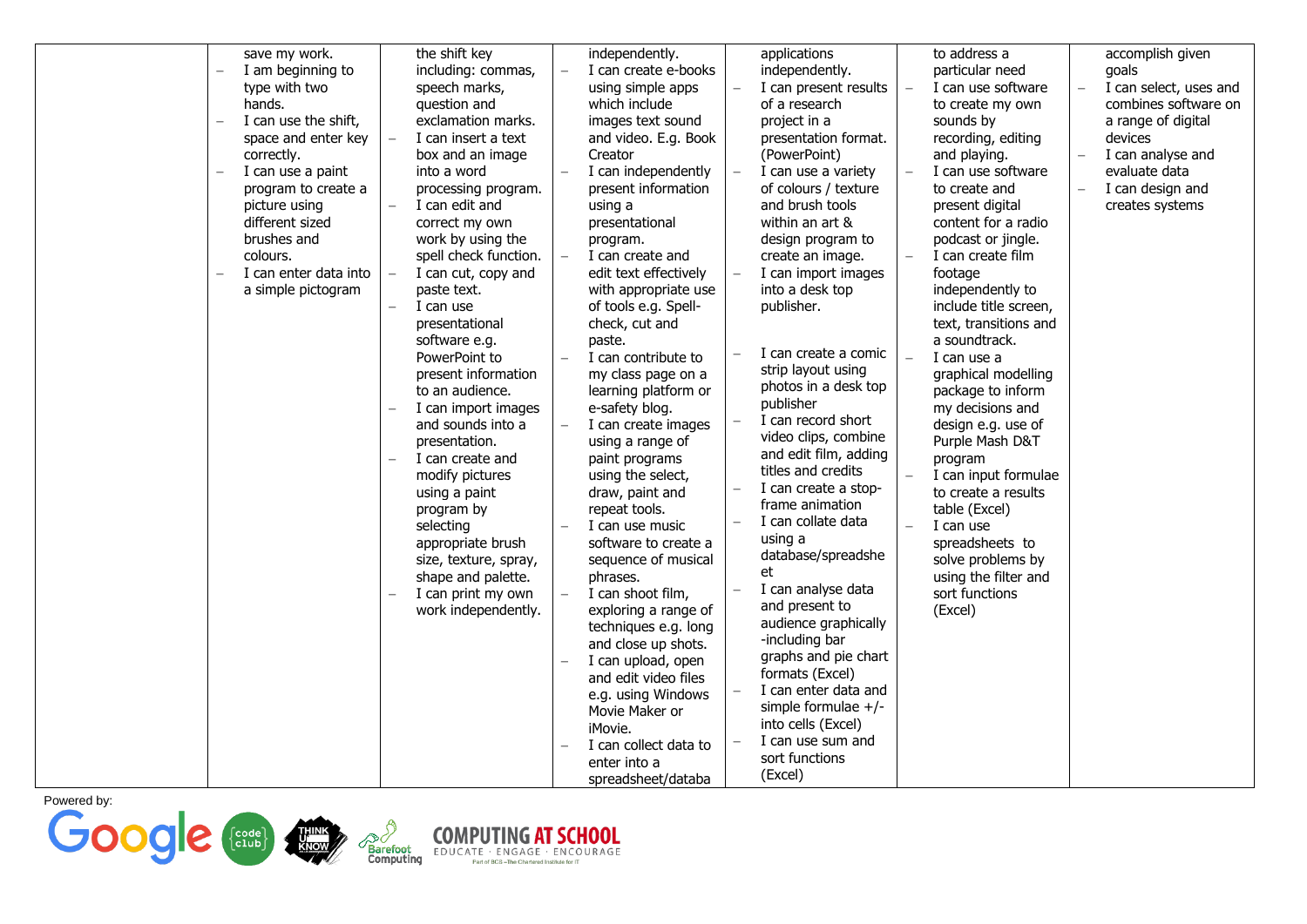| | | | | | | |
|---|---|---|---|---|---|---|
| | save my work.<br>– I am beginning to type with two hands.<br>– I can use the shift, space and enter key correctly.<br>– I can use a paint program to create a picture using different sized brushes and colours.<br>– I can enter data into a simple pictogram | the shift key including: commas, speech marks, question and exclamation marks.<br>– I can insert a text box and an image into a word processing program.<br>– I can edit and correct my own work by using the spell check function.<br>– I can cut, copy and paste text.<br>– I can use presentational software e.g. PowerPoint to present information to an audience.<br>– I can import images and sounds into a presentation.<br>– I can create and modify pictures using a paint program by selecting appropriate brush size, texture, spray, shape and palette.<br>– I can print my own work independently. | independently.<br>– I can create e-books using simple apps which include images text sound and video. E.g. Book Creator<br>– I can independently present information using a presentational program.<br>– I can create and edit text effectively with appropriate use of tools e.g. Spell-check, cut and paste.<br>– I can contribute to my class page on a learning platform or e-safety blog.<br>– I can create images using a range of paint programs using the select, draw, paint and repeat tools.<br>– I can use music software to create a sequence of musical phrases.<br>– I can shoot film, exploring a range of techniques e.g. long and close up shots.<br>– I can upload, open and edit video files e.g. using Windows Movie Maker or iMovie.<br>– I can collect data to enter into a spreadsheet/databa | applications independently.<br>– I can present results of a research project in a presentation format. (PowerPoint)<br>– I can use a variety of colours / texture and brush tools within an art & design program to create an image.<br>– I can import images into a desk top publisher.<br>– I can create a comic strip layout using photos in a desk top publisher<br>– I can record short video clips, combine and edit film, adding titles and credits<br>– I can create a stop-frame animation<br>– I can collate data using a database/spreadsheet<br>– I can analyse data and present to audience graphically -including bar graphs and pie chart formats (Excel)<br>– I can enter data and simple formulae +/- into cells (Excel)<br>– I can use sum and sort functions (Excel) | to address a particular need<br>– I can use software to create my own sounds by recording, editing and playing.<br>– I can use software to create and present digital content for a radio podcast or jingle.<br>– I can create film footage independently to include title screen, text, transitions and a soundtrack.<br>– I can use a graphical modelling package to inform my decisions and design e.g. use of Purple Mash D&T program<br>– I can input formulae to create a results table (Excel)<br>– I can use spreadsheets to solve problems by using the filter and sort functions (Excel) | accomplish given goals<br>– I can select, uses and combines software on a range of digital devices<br>– I can analyse and evaluate data<br>– I can design and creates systems |

Powered by: Google, code club, Think U Know, Barefoot Computing, COMPUTING AT SCHOOL — EDUCATE · ENGAGE · ENCOURAGE — Part of BCS – The Chartered Institute for IT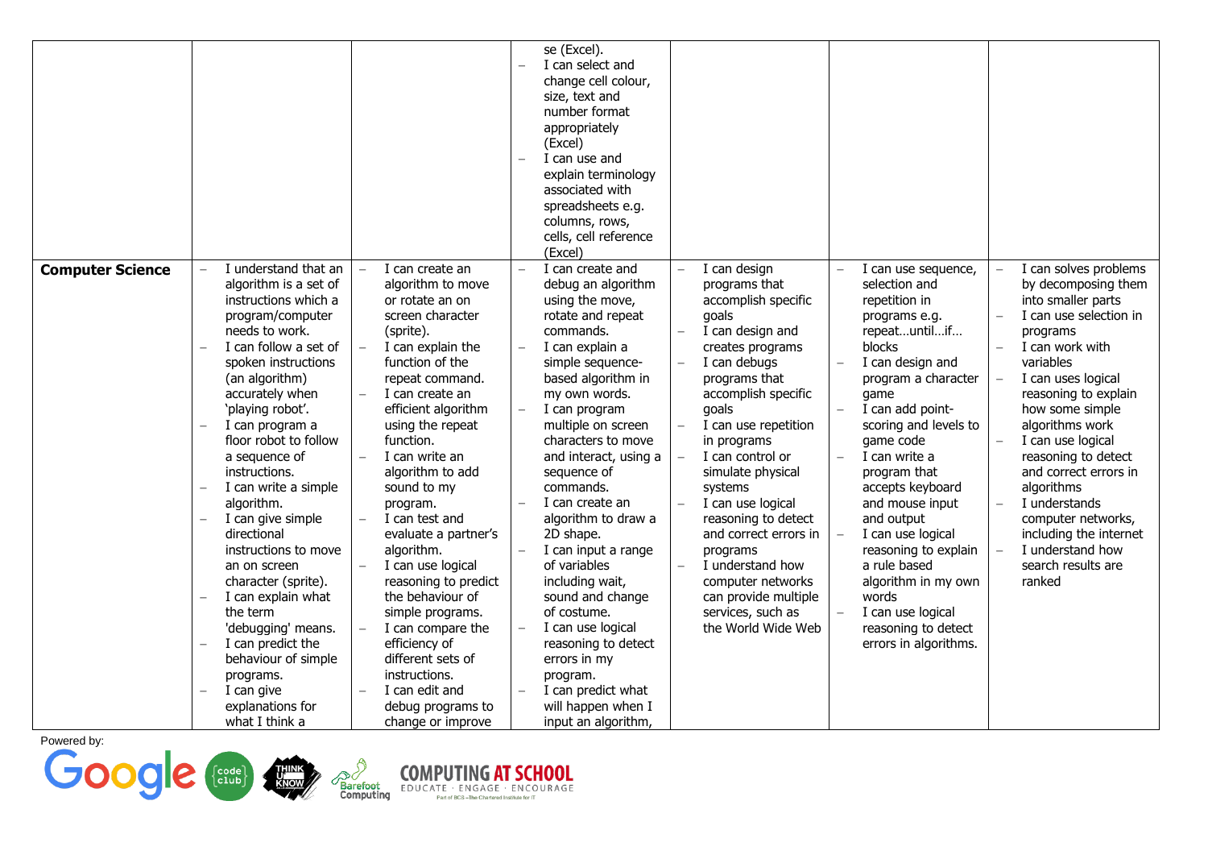| | | | | | | |
|---|---|---|---|---|---|---|
| | | | se (Excel).<br>– I can select and change cell colour, size, text and number format appropriately (Excel)<br>– I can use and explain terminology associated with spreadsheets e.g. columns, rows, cells, cell reference (Excel) | | | |
| **Computer Science** | – I understand that an algorithm is a set of instructions which a program/computer needs to work.<br>– I can follow a set of spoken instructions (an algorithm) accurately when 'playing robot'.<br>– I can program a floor robot to follow a sequence of instructions.<br>– I can write a simple algorithm.<br>– I can give simple directional instructions to move an on screen character (sprite).<br>– I can explain what the term 'debugging' means.<br>– I can predict the behaviour of simple programs.<br>– I can give explanations for what I think a | – I can create an algorithm to move or rotate an on screen character (sprite).<br>– I can explain the function of the repeat command.<br>– I can create an efficient algorithm using the repeat function.<br>– I can write an algorithm to add sound to my program.<br>– I can test and evaluate a partner's algorithm.<br>– I can use logical reasoning to predict the behaviour of simple programs.<br>– I can compare the efficiency of different sets of instructions.<br>– I can edit and debug programs to change or improve | – I can create and debug an algorithm using the move, rotate and repeat commands.<br>– I can explain a simple sequence-based algorithm in my own words.<br>– I can program multiple on screen characters to move and interact, using a sequence of commands.<br>– I can create an algorithm to draw a 2D shape.<br>– I can input a range of variables including wait, sound and change of costume.<br>– I can use logical reasoning to detect errors in my program.<br>– I can predict what will happen when I input an algorithm, | – I can design programs that accomplish specific goals<br>– I can design and creates programs<br>– I can debugs programs that accomplish specific goals<br>– I can use repetition in programs<br>– I can control or simulate physical systems<br>– I can use logical reasoning to detect and correct errors in programs<br>– I understand how computer networks can provide multiple services, such as the World Wide Web | – I can use sequence, selection and repetition in programs e.g. repeat…until…if… blocks<br>– I can design and program a character game<br>– I can add point-scoring and levels to game code<br>– I can write a program that accepts keyboard and mouse input and output<br>– I can use logical reasoning to explain a rule based algorithm in my own words<br>– I can use logical reasoning to detect errors in algorithms. | – I can solves problems by decomposing them into smaller parts<br>– I can use selection in programs<br>– I can work with variables<br>– I can uses logical reasoning to explain how some simple algorithms work<br>– I can use logical reasoning to detect and correct errors in algorithms<br>– I understands computer networks, including the internet<br>– I understand how search results are ranked |

Powered by: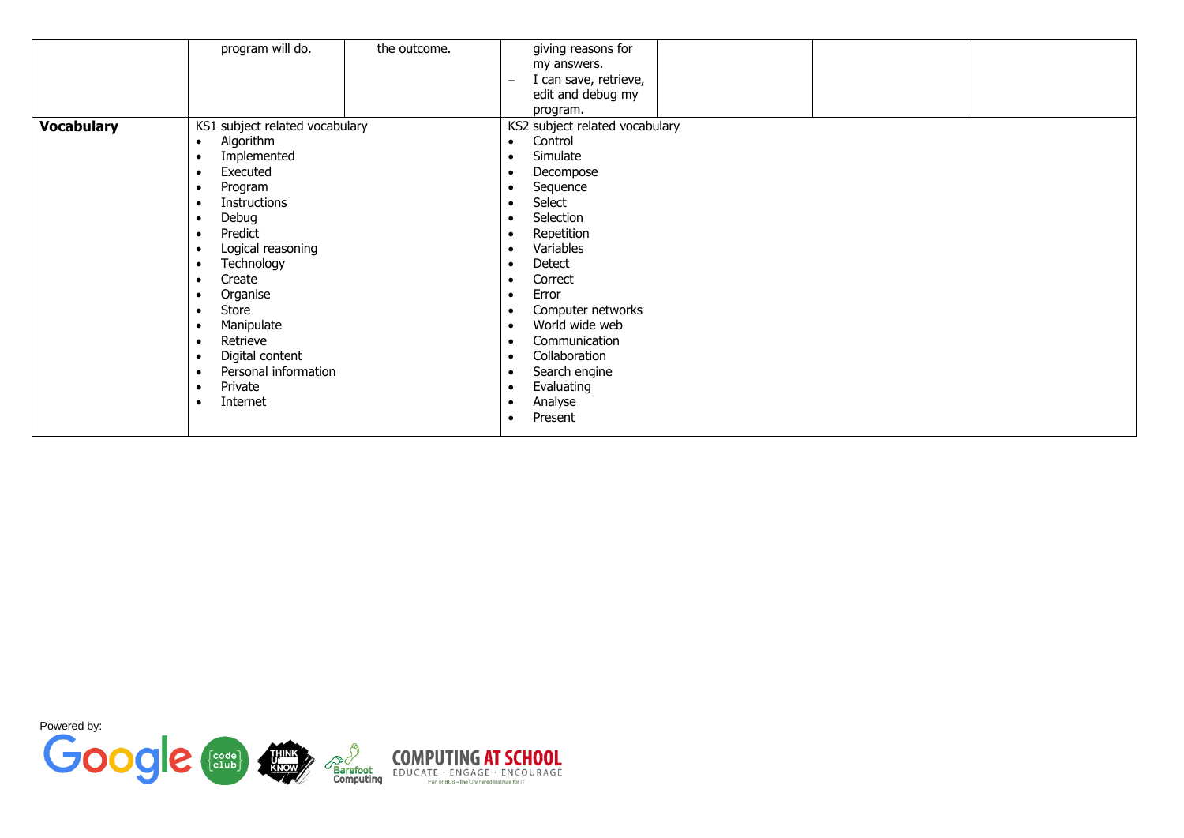| | | | | | | |
|---|---|---|---|---|---|---|
| | program will do. | the outcome. | giving reasons for my answers.<br>– I can save, retrieve, edit and debug my program. | | | |
| **Vocabulary** | KS1 subject related vocabulary<br>• Algorithm<br>• Implemented<br>• Executed<br>• Program<br>• Instructions<br>• Debug<br>• Predict<br>• Logical reasoning<br>• Technology<br>• Create<br>• Organise<br>• Store<br>• Manipulate<br>• Retrieve<br>• Digital content<br>• Personal information<br>• Private<br>• Internet | | KS2 subject related vocabulary<br>• Control<br>• Simulate<br>• Decompose<br>• Sequence<br>• Select<br>• Selection<br>• Repetition<br>• Variables<br>• Detect<br>• Correct<br>• Error<br>• Computer networks<br>• World wide web<br>• Communication<br>• Collaboration<br>• Search engine<br>• Evaluating<br>• Analyse<br>• Present | | | |

Powered by:

Google · code club · THINK U KNOW · Barefoot Computing · COMPUTING AT SCHOOL EDUCATE · ENGAGE · ENCOURAGE Part of BCS – The Chartered Institute for IT